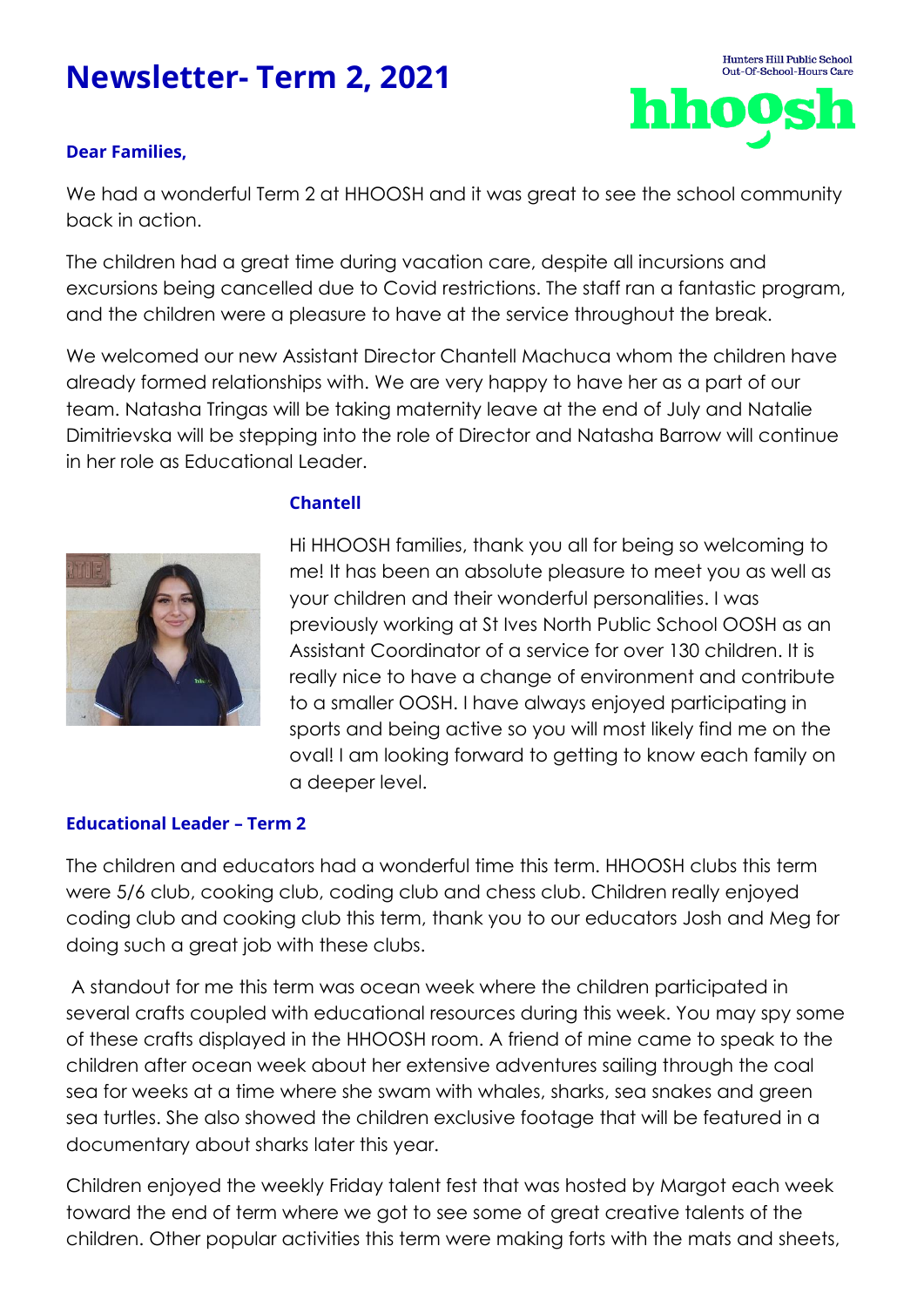# Newsletter- Term 2, 2021

Hunters Hill Public School Out-Of-School-Hours Care

hhoosh

**Dear Families,**

We had a wonderful Term 2 at HHOOSH and it was great to see the school community back in action.

The children had a great time during vacation care, despite all incursions and excursions being cancelled due to Covid restrictions. The staff ran a fantastic program, and the children were a pleasure to have at the service throughout the break.

We welcomed our new Assistant Director Chantell Machuca whom the children have already formed relationships with. We are very happy to have her as a part of our team. Natasha Tringas will be taking maternity leave at the end of July and Natalie Dimitrievska will be stepping into the role of Director and Natasha Barrow will continue in her role as Educational Leader.

### Chantell

Hi HHOOSH families, thank you all for being so welcoming to me! It has been an absolute pleasure to meet you as well as your children and their wonderful personalities. I was previously working at St Ives North Public School OOSH as an Assistant Coordinator of a service for over 130 children. It is really nice to have a change of environment and contribute to a smaller OOSH. I have always enjoyed participating in sports and being active so you will most likely find me on the oval! I am looking forward to getting to know each family on a deeper level.

### Educational Leader – Term 2

The children and educators had a wonderful time this term. HHOOSH clubs this term were 5/6 club, cooking club, coding club and chess club. Children really enjoyed coding club and cooking club this term, thank you to our educators Josh and Meg for doing such a great job with these clubs.

A standout for me this term was ocean week where the children participated in several crafts coupled with educational resources during this week. You may spy some of these crafts displayed in the HHOOSH room. A friend of mine came to speak to the children after ocean week about her extensive adventures sailing through the coal sea for weeks at a time where she swam with whales, sharks, sea snakes and green sea turtles. She also showed the children exclusive footage that will be featured in a documentary about sharks later this year.

Children enjoyed the weekly Friday talent fest that was hosted by Margot each week toward the end of term where we got to see some of great creative talents of the children. Other popular activities this term were making forts with the mats and sheets,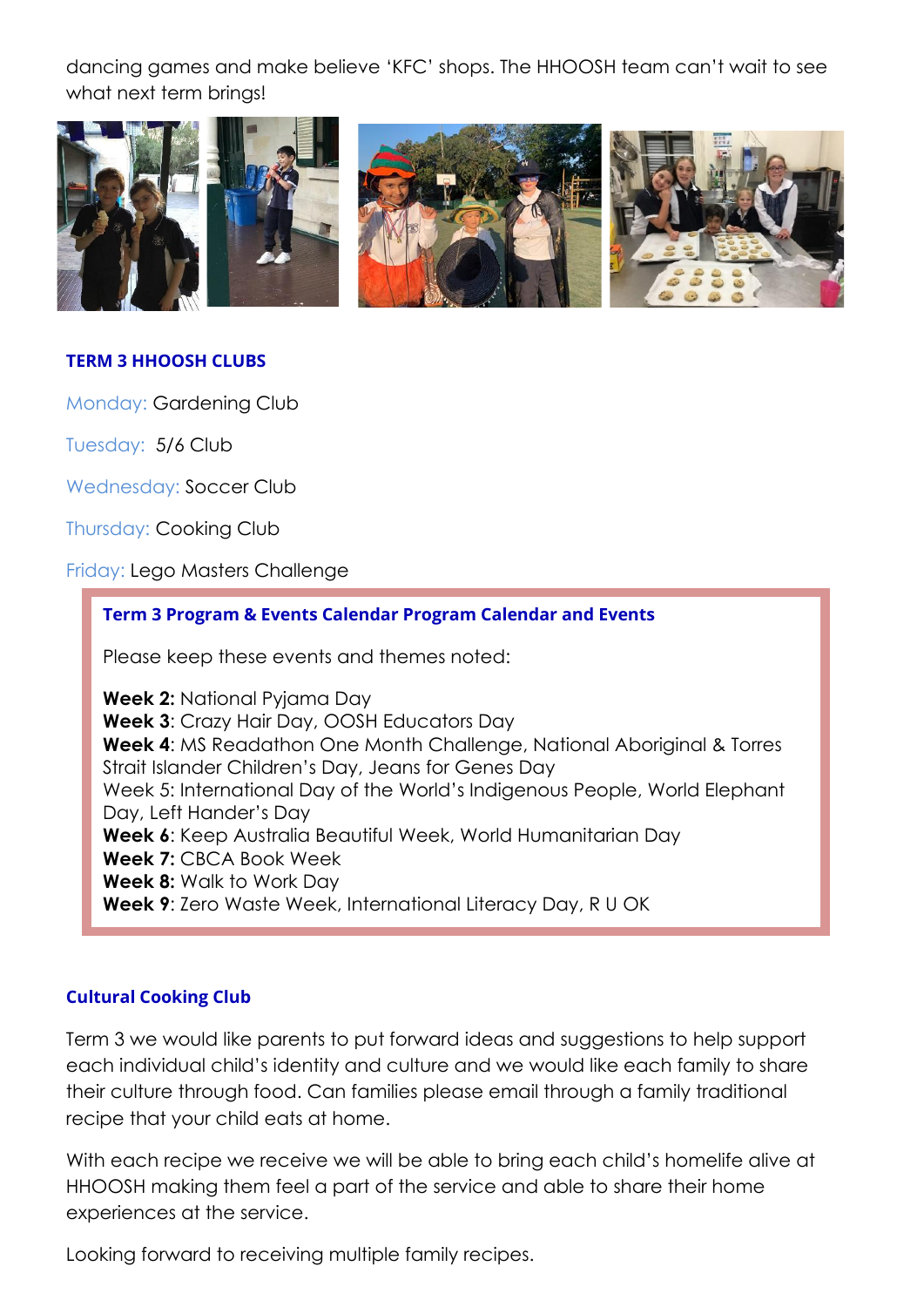dancing games and make believe 'KFC' shops. The HHOOSH team can't wait to see what next term brings!

### TERM 3 HHOOSH CLUBS

Monday: Gardening Club

Tuesday: 5/6 Club

Wednesday: Soccer Club

Thursday: Cooking Club

Friday: Lego Masters Challenge

### Term 3 Program & Events Calendar Program Calendar and Events

Please keep these events and themes noted:

**Week 2:** National Pyjama Day
**Week 3**: Crazy Hair Day, OOSH Educators Day
**Week 4**: MS Readathon One Month Challenge, National Aboriginal & Torres Strait Islander Children's Day, Jeans for Genes Day
Week 5: International Day of the World's Indigenous People, World Elephant Day, Left Hander's Day
**Week 6**: Keep Australia Beautiful Week, World Humanitarian Day
**Week 7:** CBCA Book Week
**Week 8:** Walk to Work Day
**Week 9**: Zero Waste Week, International Literacy Day, R U OK

### Cultural Cooking Club

Term 3 we would like parents to put forward ideas and suggestions to help support each individual child's identity and culture and we would like each family to share their culture through food. Can families please email through a family traditional recipe that your child eats at home.

With each recipe we receive we will be able to bring each child's homelife alive at HHOOSH making them feel a part of the service and able to share their home experiences at the service.

Looking forward to receiving multiple family recipes.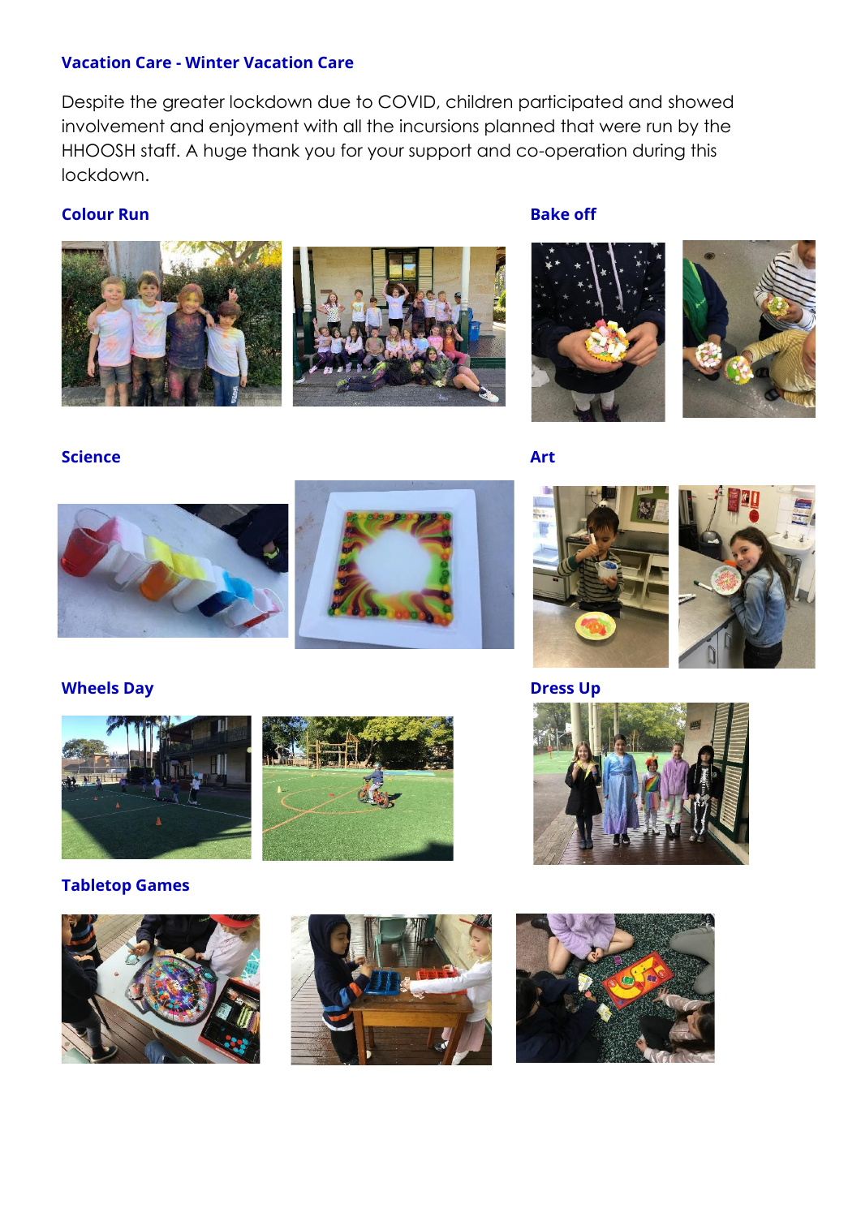## Vacation Care - Winter Vacation Care

Despite the greater lockdown due to COVID, children participated and showed involvement and enjoyment with all the incursions planned that were run by the HHOOSH staff. A huge thank you for your support and co-operation during this lockdown.

### Colour Run

### Bake off

### Science

### Art

### Wheels Day

### Dress Up

### Tabletop Games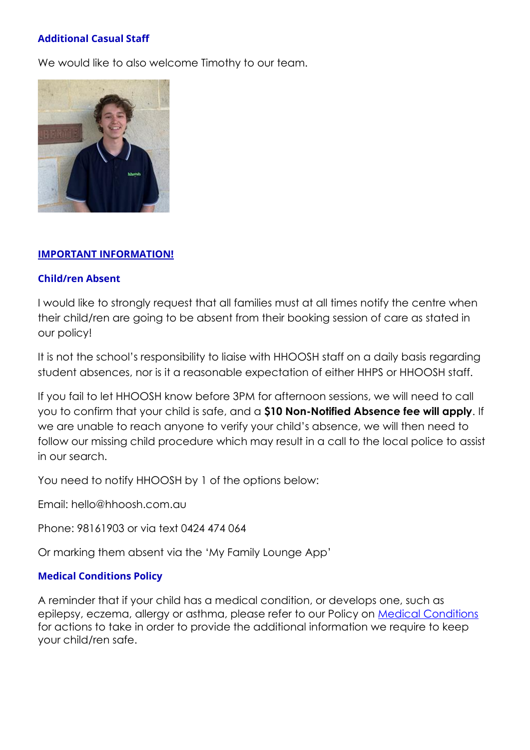### Additional Casual Staff

We would like to also welcome Timothy to our team.

## IMPORTANT INFORMATION!

### Child/ren Absent

I would like to strongly request that all families must at all times notify the centre when their child/ren are going to be absent from their booking session of care as stated in our policy!

It is not the school's responsibility to liaise with HHOOSH staff on a daily basis regarding student absences, nor is it a reasonable expectation of either HHPS or HHOOSH staff.

If you fail to let HHOOSH know before 3PM for afternoon sessions, we will need to call you to confirm that your child is safe, and a **$10 Non-Notified Absence fee will apply**. If we are unable to reach anyone to verify your child's absence, we will then need to follow our missing child procedure which may result in a call to the local police to assist in our search.

You need to notify HHOOSH by 1 of the options below:

Email: hello@hhoosh.com.au

Phone: 98161903 or via text 0424 474 064

Or marking them absent via the 'My Family Lounge App'

### Medical Conditions Policy

A reminder that if your child has a medical condition, or develops one, such as epilepsy, eczema, allergy or asthma, please refer to our Policy on [Medical Conditions] for actions to take in order to provide the additional information we require to keep your child/ren safe.